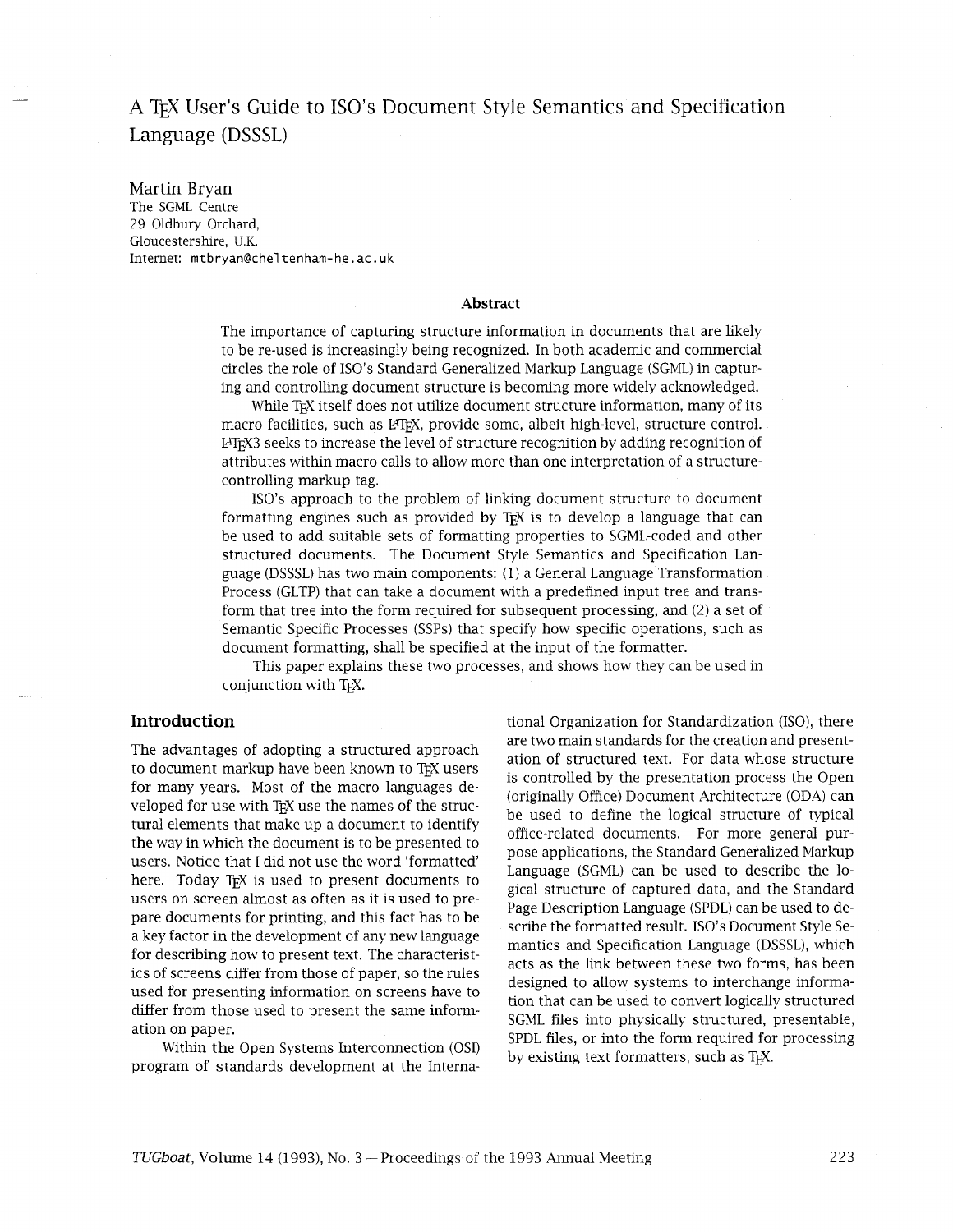# A TeX User's Guide to ISO's Document Style Semantics and Specification Language (DSSSL)

Martin Bryan
The SGML Centre
29 Oldbury Orchard,
Gloucestershire, U.K.
Internet: mtbryan@cheltenham-he.ac.uk

### Abstract

The importance of capturing structure information in documents that are likely to be re-used is increasingly being recognized. In both academic and commercial circles the role of ISO's Standard Generalized Markup Language (SGML) in capturing and controlling document structure is becoming more widely acknowledged.

While TeX itself does not utilize document structure information, many of its macro facilities, such as LaTeX, provide some, albeit high-level, structure control. LaTeX3 seeks to increase the level of structure recognition by adding recognition of attributes within macro calls to allow more than one interpretation of a structure-controlling markup tag.

ISO's approach to the problem of linking document structure to document formatting engines such as provided by TeX is to develop a language that can be used to add suitable sets of formatting properties to SGML-coded and other structured documents. The Document Style Semantics and Specification Language (DSSSL) has two main components: (1) a General Language Transformation Process (GLTP) that can take a document with a predefined input tree and transform that tree into the form required for subsequent processing, and (2) a set of Semantic Specific Processes (SSPs) that specify how specific operations, such as document formatting, shall be specified at the input of the formatter.

This paper explains these two processes, and shows how they can be used in conjunction with TeX.

## Introduction

The advantages of adopting a structured approach to document markup have been known to TeX users for many years. Most of the macro languages developed for use with TeX use the names of the structural elements that make up a document to identify the way in which the document is to be presented to users. Notice that I did not use the word 'formatted' here. Today TeX is used to present documents to users on screen almost as often as it is used to prepare documents for printing, and this fact has to be a key factor in the development of any new language for describing how to present text. The characteristics of screens differ from those of paper, so the rules used for presenting information on screens have to differ from those used to present the same information on paper.

Within the Open Systems Interconnection (OSI) program of standards development at the International Organization for Standardization (ISO), there are two main standards for the creation and presentation of structured text. For data whose structure is controlled by the presentation process the Open (originally Office) Document Architecture (ODA) can be used to define the logical structure of typical office-related documents. For more general purpose applications, the Standard Generalized Markup Language (SGML) can be used to describe the logical structure of captured data, and the Standard Page Description Language (SPDL) can be used to describe the formatted result. ISO's Document Style Semantics and Specification Language (DSSSL), which acts as the link between these two forms, has been designed to allow systems to interchange information that can be used to convert logically structured SGML files into physically structured, presentable, SPDL files, or into the form required for processing by existing text formatters, such as TeX.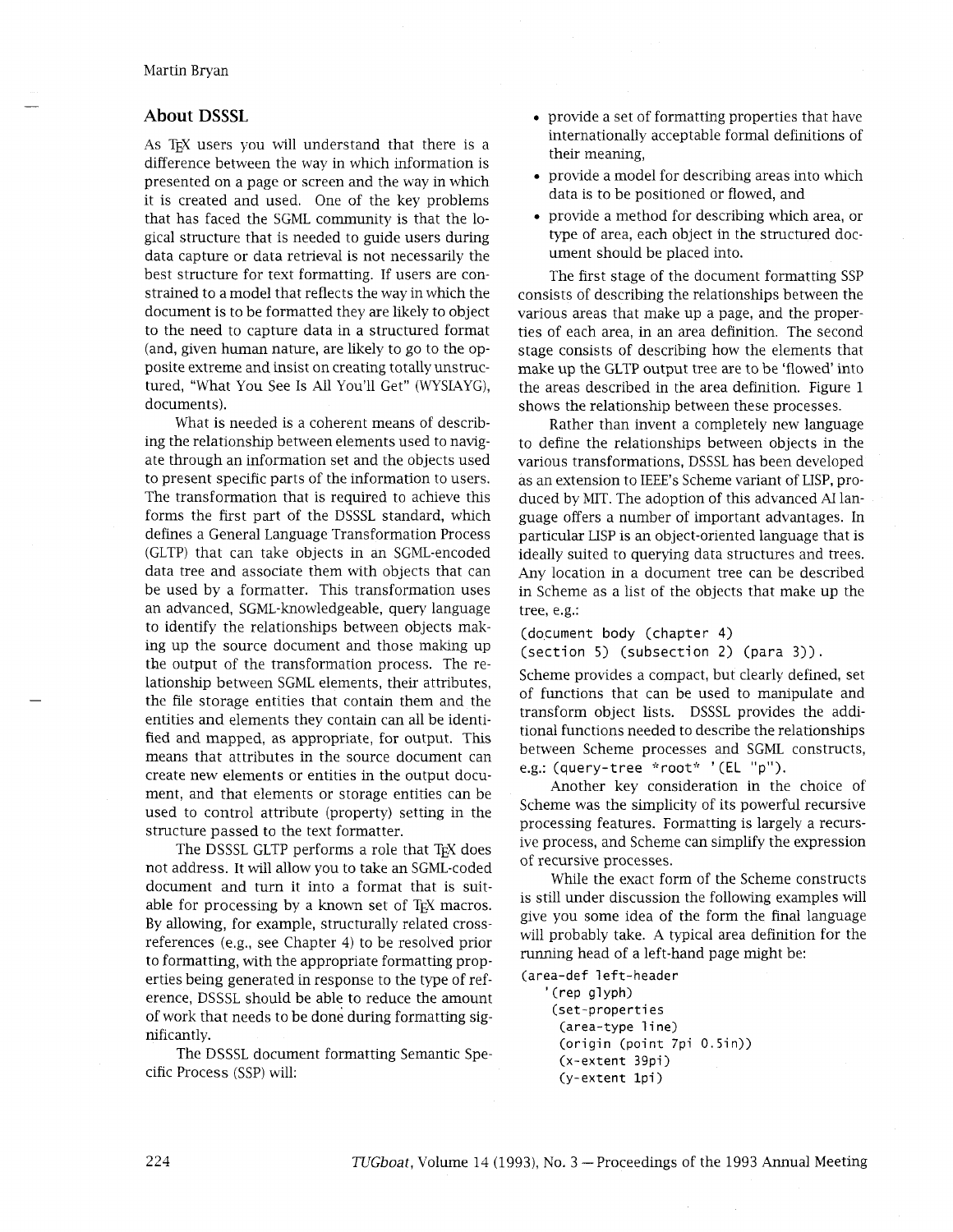## About DSSSL

As TeX users you will understand that there is a difference between the way in which information is presented on a page or screen and the way in which it is created and used. One of the key problems that has faced the SGML community is that the logical structure that is needed to guide users during data capture or data retrieval is not necessarily the best structure for text formatting. If users are constrained to a model that reflects the way in which the document is to be formatted they are likely to object to the need to capture data in a structured format (and, given human nature, are likely to go to the opposite extreme and insist on creating totally unstructured, "What You See Is All You'll Get" (WYSIAYG), documents).

What is needed is a coherent means of describing the relationship between elements used to navigate through an information set and the objects used to present specific parts of the information to users. The transformation that is required to achieve this forms the first part of the DSSSL standard, which defines a General Language Transformation Process (GLTP) that can take objects in an SGML-encoded data tree and associate them with objects that can be used by a formatter. This transformation uses an advanced, SGML-knowledgeable, query language to identify the relationships between objects making up the source document and those making up the output of the transformation process. The relationship between SGML elements, their attributes, the file storage entities that contain them and the entities and elements they contain can all be identified and mapped, as appropriate, for output. This means that attributes in the source document can create new elements or entities in the output document, and that elements or storage entities can be used to control attribute (property) setting in the structure passed to the text formatter.

The DSSSL GLTP performs a role that TeX does not address. It will allow you to take an SGML-coded document and turn it into a format that is suitable for processing by a known set of TeX macros. By allowing, for example, structurally related cross-references (e.g., see Chapter 4) to be resolved prior to formatting, with the appropriate formatting properties being generated in response to the type of reference, DSSSL should be able to reduce the amount of work that needs to be done during formatting significantly.

The DSSSL document formatting Semantic Specific Process (SSP) will:

- provide a set of formatting properties that have internationally acceptable formal definitions of their meaning,
- provide a model for describing areas into which data is to be positioned or flowed, and
- provide a method for describing which area, or type of area, each object in the structured document should be placed into.

The first stage of the document formatting SSP consists of describing the relationships between the various areas that make up a page, and the properties of each area, in an area definition. The second stage consists of describing how the elements that make up the GLTP output tree are to be 'flowed' into the areas described in the area definition. Figure 1 shows the relationship between these processes.

Rather than invent a completely new language to define the relationships between objects in the various transformations, DSSSL has been developed as an extension to IEEE's Scheme variant of LISP, produced by MIT. The adoption of this advanced AI language offers a number of important advantages. In particular LISP is an object-oriented language that is ideally suited to querying data structures and trees. Any location in a document tree can be described in Scheme as a list of the objects that make up the tree, e.g.:

```
(document body (chapter 4)
(section 5) (subsection 2) (para 3)).
```

Scheme provides a compact, but clearly defined, set of functions that can be used to manipulate and transform object lists. DSSSL provides the additional functions needed to describe the relationships between Scheme processes and SGML constructs, e.g.: `(query-tree *root* '(EL "p")`.

Another key consideration in the choice of Scheme was the simplicity of its powerful recursive processing features. Formatting is largely a recursive process, and Scheme can simplify the expression of recursive processes.

While the exact form of the Scheme constructs is still under discussion the following examples will give you some idea of the form the final language will probably take. A typical area definition for the running head of a left-hand page might be:

```
(area-def left-header
   '(rep glyph)
   (set-properties
    (area-type line)
    (origin (point 7pi 0.5in))
    (x-extent 39pi)
    (y-extent 1pi)
```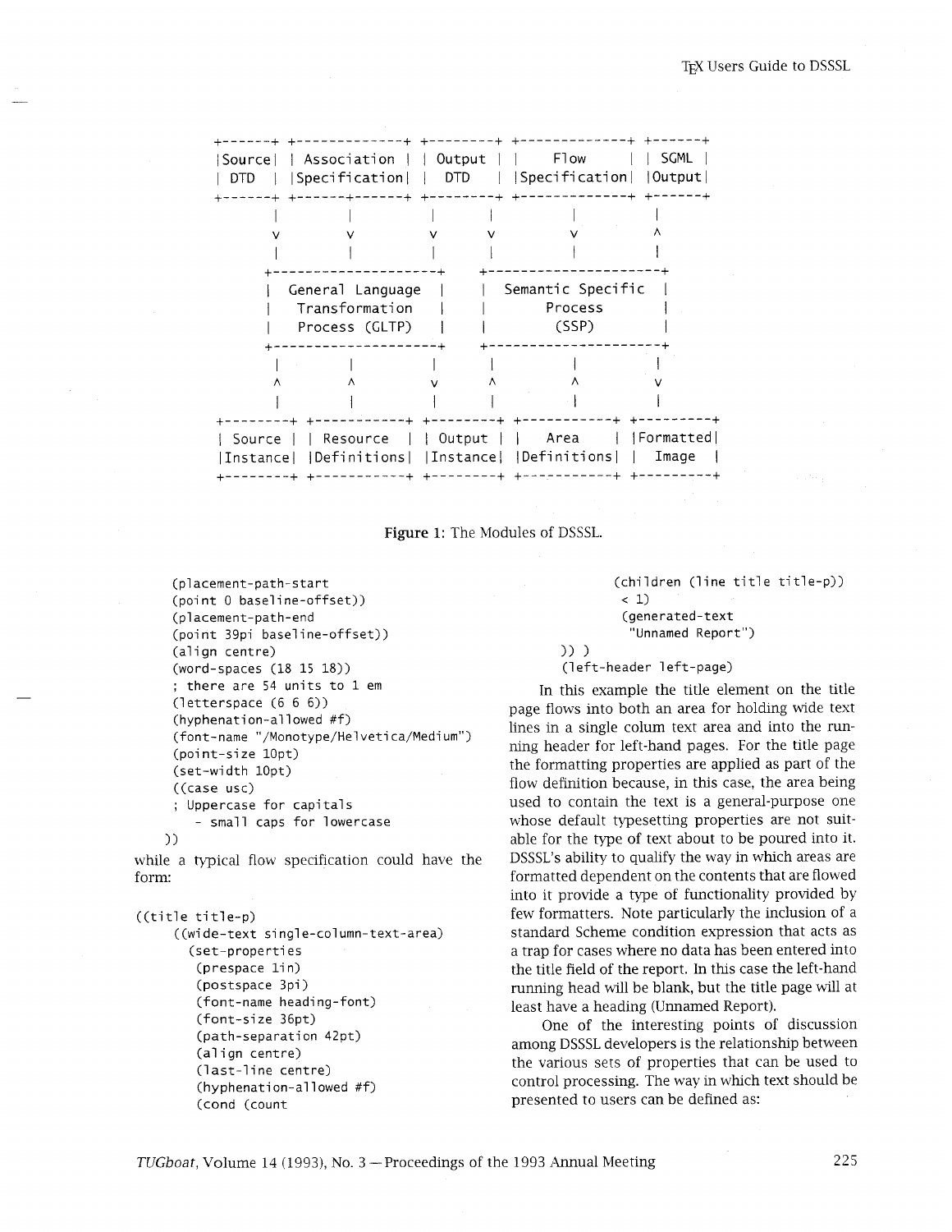```
+------+ +-------------+ +--------+ +--------------+ +------+
|Source| | Association | | Output | |     Flow     | | SGML |
| DTD  | |Specification| |  DTD   | |Specification| |Output|
+------+ +------+------+ +--------+ +--------------+ +------+
    |        |            |     |          |           |
    v        v            v     v          v           ^
    |        |            |     |          |           |
  +--------------------+      +---------------------+
  | General Language   |      | Semantic Specific   |
  |  Transformation    |      |      Process        |
  |  Process (GLTP)    |      |       (SSP)         |
  +--------------------+      +---------------------+
    |        |            |     |          |           |
    ^        ^            v     ^          ^           v
    |        |            |     |          |           |
+--------+ +-----------+ +--------+ +-----------+ +---------+
| Source | | Resource  | | Output | |   Area    | |Formatted|
|Instance| |Definitions| |Instance| |Definitions| |  Image  |
+--------+ +-----------+ +--------+ +-----------+ +---------+
```

**Figure 1**: The Modules of DSSSL.

```
    (placement-path-start
    (point 0 baseline-offset))
    (placement-path-end
    (point 39pi baseline-offset))
    (align centre)
    (word-spaces (18 15 18))
    ; there are 54 units to 1 em
    (letterspace (6 6 6))
    (hyphenation-allowed #f)
    (font-name "/Monotype/Helvetica/Medium")
    (point-size 10pt)
    (set-width 10pt)
    ((case usc)
    ; Uppercase for capitals
      - small caps for lowercase
  ))
```

while a typical flow specification could have the form:

```
((title title-p)
    ((wide-text single-column-text-area)
      (set-properties
        (prespace 1in)
        (postspace 3pi)
        (font-name heading-font)
        (font-size 36pt)
        (path-separation 42pt)
        (align centre)
        (last-line centre)
        (hyphenation-allowed #f)
        (cond (count
              (children (line title title-p))
              < 1)
              (generated-text
                "Unnamed Report")
          )) )
        (left-header left-page)
```

In this example the title element on the title page flows into both an area for holding wide text lines in a single colum text area and into the running header for left-hand pages. For the title page the formatting properties are applied as part of the flow definition because, in this case, the area being used to contain the text is a general-purpose one whose default typesetting properties are not suitable for the type of text about to be poured into it. DSSSL's ability to qualify the way in which areas are formatted dependent on the contents that are flowed into it provide a type of functionality provided by few formatters. Note particularly the inclusion of a standard Scheme condition expression that acts as a trap for cases where no data has been entered into the title field of the report. In this case the left-hand running head will be blank, but the title page will at least have a heading (Unnamed Report).

One of the interesting points of discussion among DSSSL developers is the relationship between the various sets of properties that can be used to control processing. The way in which text should be presented to users can be defined as: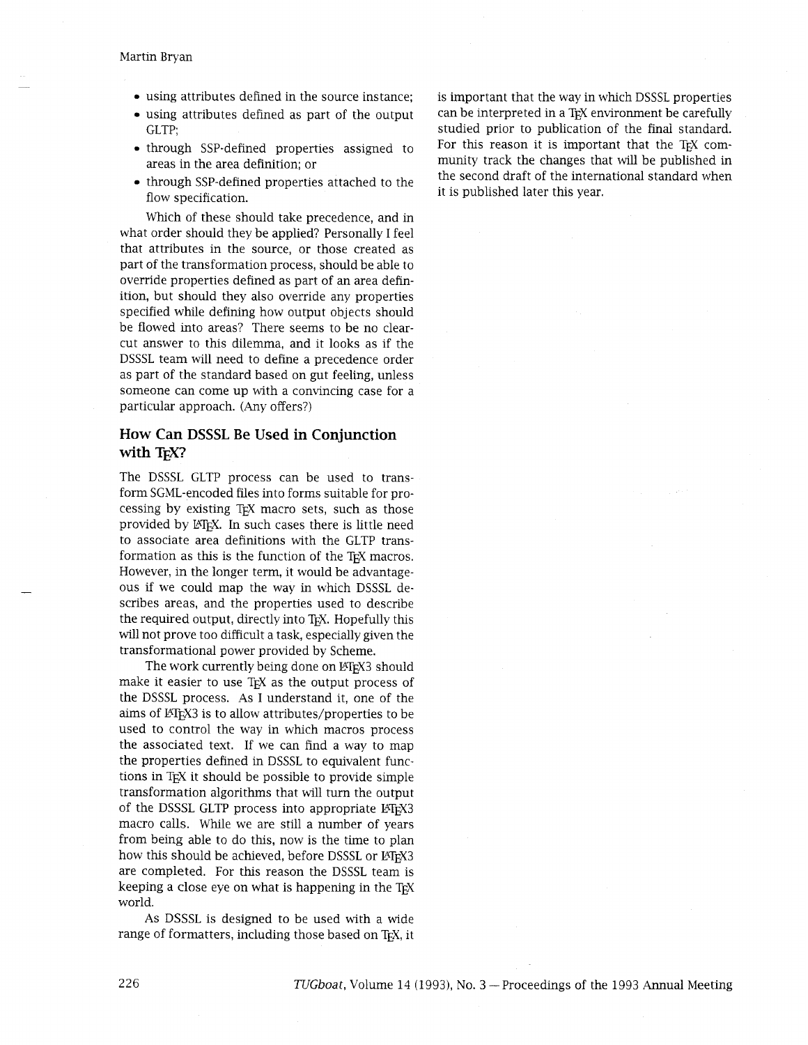- using attributes defined in the source instance;
- using attributes defined as part of the output GLTP;
- through SSP-defined properties assigned to areas in the area definition; or
- through SSP-defined properties attached to the flow specification.

Which of these should take precedence, and in what order should they be applied? Personally I feel that attributes in the source, or those created as part of the transformation process, should be able to override properties defined as part of an area definition, but should they also override any properties specified while defining how output objects should be flowed into areas? There seems to be no clear-cut answer to this dilemma, and it looks as if the DSSSL team will need to define a precedence order as part of the standard based on gut feeling, unless someone can come up with a convincing case for a particular approach. (Any offers?)

## How Can DSSSL Be Used in Conjunction with TeX?

The DSSSL GLTP process can be used to transform SGML-encoded files into forms suitable for processing by existing TeX macro sets, such as those provided by LaTeX. In such cases there is little need to associate area definitions with the GLTP transformation as this is the function of the TeX macros. However, in the longer term, it would be advantageous if we could map the way in which DSSSL describes areas, and the properties used to describe the required output, directly into TeX. Hopefully this will not prove too difficult a task, especially given the transformational power provided by Scheme.

The work currently being done on LaTeX3 should make it easier to use TeX as the output process of the DSSSL process. As I understand it, one of the aims of LaTeX3 is to allow attributes/properties to be used to control the way in which macros process the associated text. If we can find a way to map the properties defined in DSSSL to equivalent functions in TeX it should be possible to provide simple transformation algorithms that will turn the output of the DSSSL GLTP process into appropriate LaTeX3 macro calls. While we are still a number of years from being able to do this, now is the time to plan how this should be achieved, before DSSSL or LaTeX3 are completed. For this reason the DSSSL team is keeping a close eye on what is happening in the TeX world.

As DSSSL is designed to be used with a wide range of formatters, including those based on TeX, it is important that the way in which DSSSL properties can be interpreted in a TeX environment be carefully studied prior to publication of the final standard. For this reason it is important that the TeX community track the changes that will be published in the second draft of the international standard when it is published later this year.